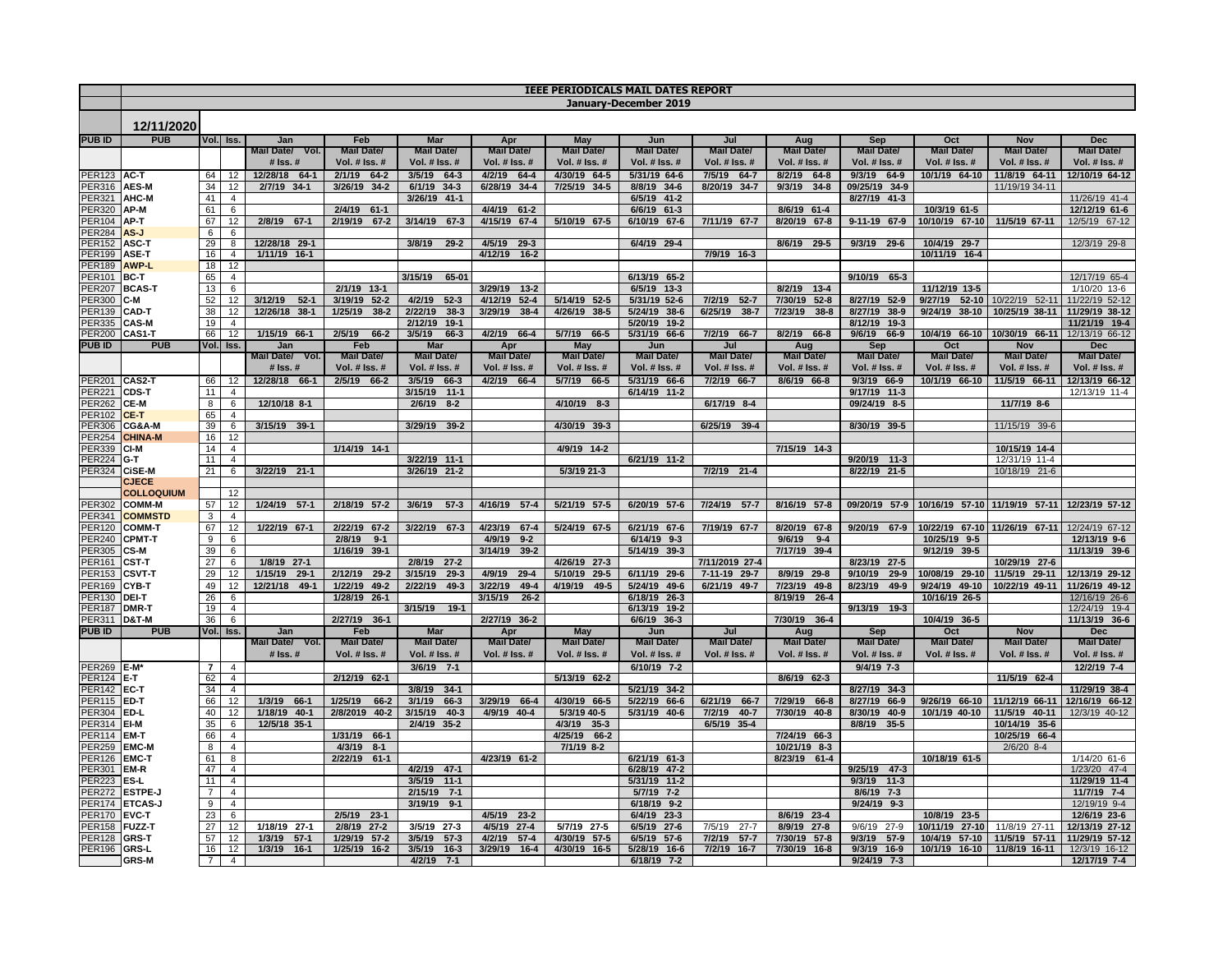# IEEE PERIODICALS MAIL DATES REPORT

## January-December 2019

**12/11/2020**

| PUB ID | PUB | Vol. | Iss. | Jan | Feb | Mar | Apr | May | Jun | Jul | Aug | Sep | Oct | Nov | Dec |
|---|---|---|---|---|---|---|---|---|---|---|---|---|---|---|---|
| | | | | Mail Date/ Vol. # Iss. # | Mail Date/ Vol. # Iss. # | Mail Date/ Vol. # Iss. # | Mail Date/ Vol. # Iss. # | Mail Date/ Vol. # Iss. # | Mail Date/ Vol. # Iss. # | Mail Date/ Vol. # Iss. # | Mail Date/ Vol. # Iss. # | Mail Date/ Vol. # Iss. # | Mail Date/ Vol. # Iss. # | Mail Date/ Vol. # Iss. # | Mail Date/ Vol. # Iss. # |
| PER123 | AC-T | 64 | 12 | 12/28/18 64-1 | 2/1/19 64-2 | 3/5/19 64-3 | 4/2/19 64-4 | 4/30/19 64-5 | 5/31/19 64-6 | 7/5/19 64-7 | 8/2/19 64-8 | 9/3/19 64-9 | 10/1/19 64-10 | 11/8/19 64-11 | 12/10/19 64-12 |
| PER316 | AES-M | 34 | 12 | 2/7/19 34-1 | 3/26/19 34-2 | 6/1/19 34-3 | 6/28/19 34-4 | 7/25/19 34-5 | 8/8/19 34-6 | 8/20/19 34-7 | 9/3/19 34-8 | 09/25/19 34-9 | | 11/19/19 34-11 | |
| PER321 | AHC-M | 41 | 4 | | | 3/26/19 41-1 | | | 6/5/19 41-2 | | | 8/27/19 41-3 | | | 11/26/19 41-4 |
| PER320 | AP-M | 61 | 6 | | 2/4/19 61-1 | | 4/4/19 61-2 | | 6/6/19 61-3 | | 8/6/19 61-4 | | 10/3/19 61-5 | | 12/12/19 61-6 |
| PER104 | AP-T | 67 | 12 | 2/8/19 67-1 | 2/19/19 67-2 | 3/14/19 67-3 | 4/15/19 67-4 | 5/10/19 67-5 | 6/10/19 67-6 | 7/11/19 67-7 | 8/20/19 67-8 | 9-11-19 67-9 | 10/10/19 67-10 | 11/5/19 67-11 | 12/5/19 67-12 |
| PER284 | AS-J | 6 | 6 | | | | | | | | | | | | |
| PER152 | ASC-T | 29 | 8 | 12/28/18 29-1 | | 3/8/19 29-2 | 4/5/19 29-3 | | 6/4/19 29-4 | | 8/6/19 29-5 | 9/3/19 29-6 | 10/4/19 29-7 | | 12/3/19 29-8 |
| PER199 | ASE-T | 16 | 4 | 1/11/19 16-1 | | | 4/12/19 16-2 | | | 7/9/19 16-3 | | | 10/11/19 16-4 | | |
| PER189 | AWP-L | 18 | 12 | | | | | | | | | | | | |
| PER101 | BC-T | 65 | 4 | | | 3/15/19 65-01 | | | 6/13/19 65-2 | | | 9/10/19 65-3 | | | 12/17/19 65-4 |
| PER207 | BCAS-T | 13 | 6 | | 2/1/19 13-1 | | 3/29/19 13-2 | | 6/5/19 13-3 | | 8/2/19 13-4 | | 11/12/19 13-5 | | 1/10/20 13-6 |
| PER300 | C-M | 52 | 12 | 3/12/19 52-1 | 3/19/19 52-2 | 4/2/19 52-3 | 4/12/19 52-4 | 5/14/19 52-5 | 5/31/19 52-6 | 7/2/19 52-7 | 7/30/19 52-8 | 8/27/19 52-9 | 9/27/19 52-10 | 10/22/19 52-11 | 11/22/19 52-12 |
| PER139 | CAD-T | 38 | 12 | 12/26/18 38-1 | 1/25/19 38-2 | 2/22/19 38-3 | 3/29/19 38-4 | 4/26/19 38-5 | 5/24/19 38-6 | 6/25/19 38-7 | 7/23/19 38-8 | 8/27/19 38-9 | 9/24/19 38-10 | 10/25/19 38-11 | 11/29/19 38-12 |
| PER335 | CAS-M | 19 | 4 | | | 2/12/19 19-1 | | | 5/20/19 19-2 | | | 8/12/19 19-3 | | | 11/21/19 19-4 |
| PER200 | CAS1-T | 66 | 12 | 1/15/19 66-1 | 2/5/19 66-2 | 3/5/19 66-3 | 4/2/19 66-4 | 5/7/19 66-5 | 5/31/19 66-6 | 7/2/19 66-7 | 8/2/19 66-8 | 9/6/19 66-9 | 10/4/19 66-10 | 10/30/19 66-11 | 12/13/19 66-12 |
| PUB ID | PUB | Vol. | Iss. | Jan | Feb | Mar | Apr | May | Jun | Jul | Aug | Sep | Oct | Nov | Dec |
| | | | | Mail Date/ Vol. # Iss. # | Mail Date/ Vol. # Iss. # | Mail Date/ Vol. # Iss. # | Mail Date/ Vol. # Iss. # | Mail Date/ Vol. # Iss. # | Mail Date/ Vol. # Iss. # | Mail Date/ Vol. # Iss. # | Mail Date/ Vol. # Iss. # | Mail Date/ Vol. # Iss. # | Mail Date/ Vol. # Iss. # | Mail Date/ Vol. # Iss. # | Mail Date/ Vol. # Iss. # |
| PER201 | CAS2-T | 66 | 12 | 12/28/18 66-1 | 2/5/19 66-2 | 3/5/19 66-3 | 4/2/19 66-4 | 5/7/19 66-5 | 5/31/19 66-6 | 7/2/19 66-7 | 8/6/19 66-8 | 9/3/19 66-9 | 10/1/19 66-10 | 11/5/19 66-11 | 12/13/19 66-12 |
| PER221 | CDS-T | 11 | 4 | | | 3/15/19 11-1 | | | 6/14/19 11-2 | | | 9/17/19 11-3 | | | 12/13/19 11-4 |
| PER262 | CE-M | 8 | 6 | 12/10/18 8-1 | | 2/6/19 8-2 | | 4/10/19 8-3 | | 6/17/19 8-4 | | 09/24/19 8-5 | | 11/7/19 8-6 | |
| PER102 | CE-T | 65 | 4 | | | | | | | | | | | | |
| PER306 | CG&A-M | 39 | 6 | 3/15/19 39-1 | | 3/29/19 39-2 | | 4/30/19 39-3 | | 6/25/19 39-4 | | 8/30/19 39-5 | | 11/15/19 39-6 | |
| PER254 | CHINA-M | 16 | 12 | | | | | | | | | | | | |
| PER339 | CI-M | 14 | 4 | | 1/14/19 14-1 | | | 4/9/19 14-2 | | | 7/15/19 14-3 | | | 10/15/19 14-4 | |
| PER224 | G-T | 11 | 4 | | | 3/22/19 11-1 | | | 6/21/19 11-2 | | | 9/20/19 11-3 | | 12/31/19 11-4 | |
| PER324 | CiSE-M | 21 | 6 | 3/22/19 21-1 | | 3/26/19 21-2 | | 5/3/19 21-3 | | 7/2/19 21-4 | | 8/22/19 21-5 | | 10/18/19 21-6 | |
| | CJECE | | | | | | | | | | | | | | |
| | COLLOQUIUM | | 12 | | | | | | | | | | | | |
| PER302 | COMM-M | 57 | 12 | 1/24/19 57-1 | 2/18/19 57-2 | 3/6/19 57-3 | 4/16/19 57-4 | 5/21/19 57-5 | 6/20/19 57-6 | 7/24/19 57-7 | 8/16/19 57-8 | 09/20/19 57-9 | 10/16/19 57-10 | 11/19/19 57-11 | 12/23/19 57-12 |
| PER341 | COMMSTD | 3 | 4 | | | | | | | | | | | | |
| PER120 | COMM-T | 67 | 12 | 1/22/19 67-1 | 2/22/19 67-2 | 3/22/19 67-3 | 4/23/19 67-4 | 5/24/19 67-5 | 6/21/19 67-6 | 7/19/19 67-7 | 8/20/19 67-8 | 9/20/19 67-9 | 10/22/19 67-10 | 11/26/19 67-11 | 12/24/19 67-12 |
| PER240 | CPMT-T | 9 | 6 | | 2/8/19 9-1 | | 4/9/19 9-2 | | 6/14/19 9-3 | | 9/6/19 9-4 | | 10/25/19 9-5 | | 12/13/19 9-6 |
| PER305 | CS-M | 39 | 6 | | 1/16/19 39-1 | | 3/14/19 39-2 | | 5/14/19 39-3 | | 7/17/19 39-4 | | 9/12/19 39-5 | | 11/13/19 39-6 |
| PER161 | CST-T | 27 | 6 | 1/8/19 27-1 | | 2/8/19 27-2 | | 4/26/19 27-3 | | 7/11/2019 27-4 | | 8/23/19 27-5 | | 10/29/19 27-6 | |
| PER153 | CSVT-T | 29 | 12 | 1/15/19 29-1 | 2/12/19 29-2 | 3/15/19 29-3 | 4/9/19 29-4 | 5/10/19 29-5 | 6/11/19 29-6 | 7-11-19 29-7 | 8/9/19 29-8 | 9/10/19 29-9 | 10/08/19 29-10 | 11/5/19 29-11 | 12/13/19 29-12 |
| PER169 | CYB-T | 49 | 12 | 12/21/18 49-1 | 1/22/19 49-2 | 2/22/19 49-3 | 3/22/19 49-4 | 4/19/19 49-5 | 5/24/19 49-6 | 6/21/19 49-7 | 7/23/19 49-8 | 8/23/19 49-9 | 9/24/19 49-10 | 10/22/19 49-11 | 11/26/19 49-12 |
| PER130 | DEI-T | 26 | 6 | | 1/28/19 26-1 | | 3/15/19 26-2 | | 6/18/19 26-3 | | 8/19/19 26-4 | | 10/16/19 26-5 | | 12/16/19 26-6 |
| PER187 | DMR-T | 19 | 4 | | | 3/15/19 19-1 | | | 6/13/19 19-2 | | | 9/13/19 19-3 | | | 12/24/19 19-4 |
| PER311 | D&T-M | 36 | 6 | | 2/27/19 36-1 | | 2/27/19 36-2 | | 6/6/19 36-3 | | 7/30/19 36-4 | | 10/4/19 36-5 | | 11/13/19 36-6 |
| PUB ID | PUB | Vol. | Iss. | Jan | Feb | Mar | Apr | May | Jun | Jul | Aug | Sep | Oct | Nov | Dec |
| | | | | Mail Date/ Vol. # Iss. # | Mail Date/ Vol. # Iss. # | Mail Date/ Vol. # Iss. # | Mail Date/ Vol. # Iss. # | Mail Date/ Vol. # Iss. # | Mail Date/ Vol. # Iss. # | Mail Date/ Vol. # Iss. # | Mail Date/ Vol. # Iss. # | Mail Date/ Vol. # Iss. # | Mail Date/ Vol. # Iss. # | Mail Date/ Vol. # Iss. # | Mail Date/ Vol. # Iss. # |
| PER269 | E-M* | 7 | 4 | | | 3/6/19 7-1 | | | 6/10/19 7-2 | | | 9/4/19 7-3 | | | 12/2/19 7-4 |
| PER124 | E-T | 62 | 4 | | 2/12/19 62-1 | | | 5/13/19 62-2 | | | 8/6/19 62-3 | | | 11/5/19 62-4 | |
| PER142 | EC-T | 34 | 4 | | | 3/8/19 34-1 | | | 5/21/19 34-2 | | | 8/27/19 34-3 | | | 11/29/19 38-4 |
| PER115 | ED-T | 66 | 12 | 1/3/19 66-1 | 1/25/19 66-2 | 3/1/19 66-3 | 3/29/19 66-4 | 4/30/19 66-5 | 5/22/19 66-6 | 6/21/19 66-7 | 7/29/19 66-8 | 8/27/19 66-9 | 9/26/19 66-10 | 11/12/19 66-11 | 12/16/19 66-12 |
| PER304 | ED-L | 40 | 12 | 1/18/19 40-1 | 2/8/2019 40-2 | 3/15/19 40-3 | 4/9/19 40-4 | 5/3/19 40-5 | 5/31/19 40-6 | 7/2/19 40-7 | 7/30/19 40-8 | 8/30/19 40-9 | 10/1/19 40-10 | 11/5/19 40-11 | 12/3/19 40-12 |
| PER314 | EI-M | 35 | 6 | 12/5/18 35-1 | | 2/4/19 35-2 | | 4/3/19 35-3 | | 6/5/19 35-4 | | 8/8/19 35-5 | | 10/14/19 35-6 | |
| PER114 | EM-T | 66 | 4 | | 1/31/19 66-1 | | | 4/25/19 66-2 | | | 7/24/19 66-3 | | | 10/25/19 66-4 | |
| PER259 | EMC-M | 8 | 4 | | 4/3/19 8-1 | | | 7/1/19 8-2 | | | 10/21/19 8-3 | | | 2/6/20 8-4 | |
| PER126 | EMC-T | 61 | 8 | | 2/22/19 61-1 | | 4/23/19 61-2 | | 6/21/19 61-3 | | 8/23/19 61-4 | | 10/18/19 61-5 | | 1/14/20 61-6 |
| PER301 | EM-R | 47 | 4 | | | 4/2/19 47-1 | | | 6/28/19 47-2 | | | 9/25/19 47-3 | | | 1/23/20 47-4 |
| PER223 | ES-L | 11 | 4 | | | 3/5/19 11-1 | | | 5/31/19 11-2 | | | 9/3/19 11-3 | | | 11/29/19 11-4 |
| PER272 | ESTPE-J | 7 | 4 | | | 2/15/19 7-1 | | | 5/7/19 7-2 | | | 8/6/19 7-3 | | | 11/7/19 7-4 |
| PER174 | ETCAS-J | 9 | 4 | | | 3/19/19 9-1 | | | 6/18/19 9-2 | | | 9/24/19 9-3 | | | 12/19/19 9-4 |
| PER170 | EVC-T | 23 | 6 | | 2/5/19 23-1 | | 4/5/19 23-2 | | 6/4/19 23-3 | | 8/6/19 23-4 | | 10/8/19 23-5 | | 12/6/19 23-6 |
| PER158 | FUZZ-T | 27 | 12 | 1/18/19 27-1 | 2/8/19 27-2 | 3/5/19 27-3 | 4/5/19 27-4 | 5/7/19 27-5 | 6/5/19 27-6 | 7/5/19 27-7 | 8/9/19 27-8 | 9/6/19 27-9 | 10/11/19 27-10 | 11/8/19 27-11 | 12/13/19 27-12 |
| PER128 | GRS-T | 57 | 12 | 1/3/19 57-1 | 1/29/19 57-2 | 3/5/19 57-3 | 4/2/19 57-4 | 4/30/19 57-5 | 6/5/19 57-6 | 7/2/19 57-7 | 7/30/19 57-8 | 9/3/19 57-9 | 10/4/19 57-10 | 11/5/19 57-11 | 11/29/19 57-12 |
| PER196 | GRS-L | 16 | 12 | 1/3/19 16-1 | 1/25/19 16-2 | 3/5/19 16-3 | 3/29/19 16-4 | 4/30/19 16-5 | 5/28/19 16-6 | 7/2/19 16-7 | 7/30/19 16-8 | 9/3/19 16-9 | 10/1/19 16-10 | 11/8/19 16-11 | 12/3/19 16-12 |
| | GRS-M | 7 | 4 | | | 4/2/19 7-1 | | | 6/18/19 7-2 | | | 9/24/19 7-3 | | | 12/17/19 7-4 |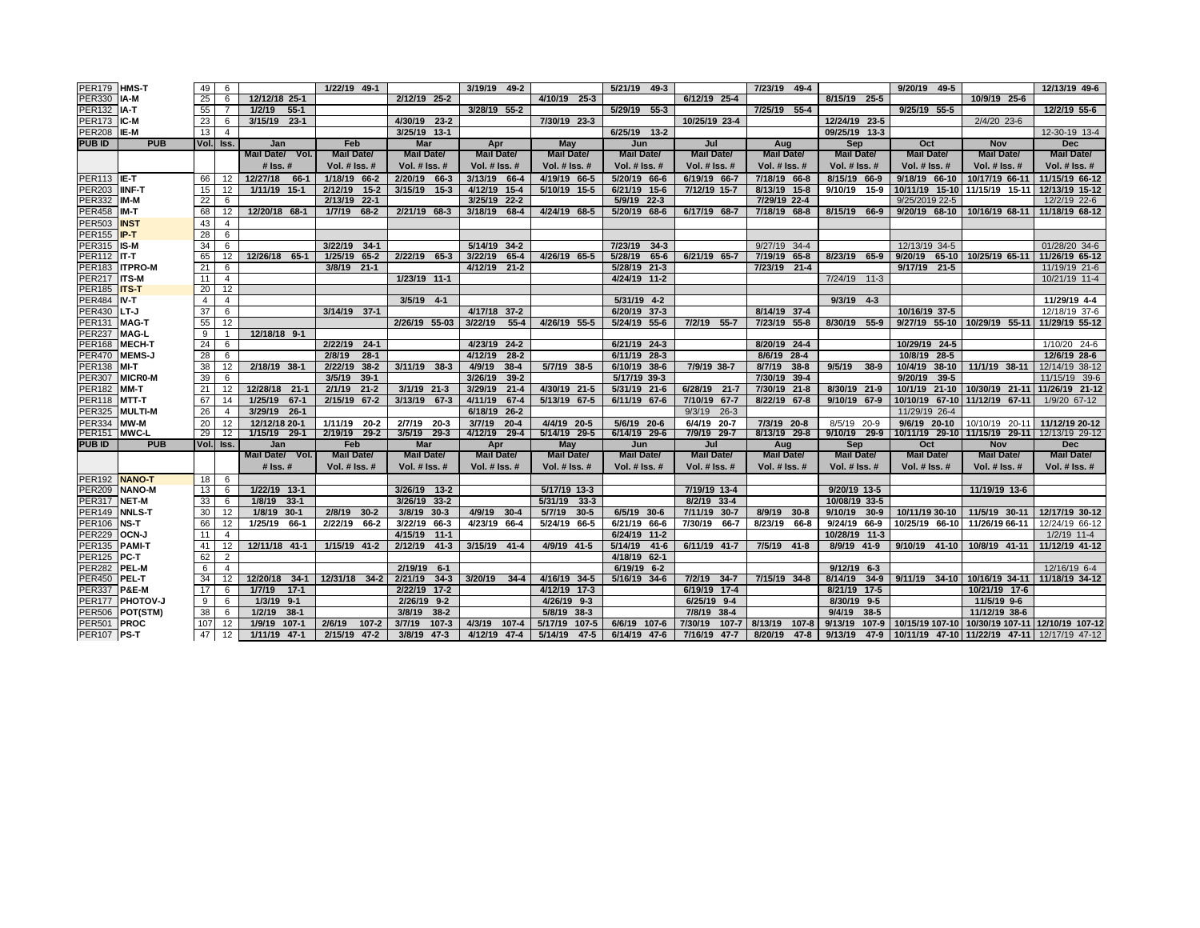| PER179 | HMS-T | 49 | 6 | | 1/22/19 49-1 | | 3/19/19 49-2 | | 5/21/19 49-3 | | 7/23/19 49-4 | | 9/20/19 49-5 | | 12/13/19 49-6 |
|---|---|---|---|---|---|---|---|---|---|---|---|---|---|---|---|
| PER330 | IA-M | 25 | 6 | 12/12/18 25-1 | | 2/12/19 25-2 | | 4/10/19 25-3 | | 6/12/19 25-4 | | 8/15/19 25-5 | | 10/9/19 25-6 | |
| PER132 | IA-T | 55 | 7 | 1/2/19 55-1 | | | 3/28/19 55-2 | | 5/29/19 55-3 | | 7/25/19 55-4 | | 9/25/19 55-5 | | 12/2/19 55-6 |
| PER173 | IC-M | 23 | 6 | 3/15/19 23-1 | | 4/30/19 23-2 | | 7/30/19 23-3 | | 10/25/19 23-4 | | 12/24/19 23-5 | | 2/4/20 23-6 | |
| PER208 | IE-M | 13 | 4 | | | 3/25/19 13-1 | | | 6/25/19 13-2 | | | 09/25/19 13-3 | | | 12-30-19 13-4 |
| **PUB ID** | **PUB** | **Vol.** | **Iss.** | **Jan** | **Feb** | **Mar** | **Apr** | **May** | **Jun** | **Jul** | **Aug** | **Sep** | **Oct** | **Nov** | **Dec** |
| | | | | **Mail Date/ Vol. # Iss. #** | **Mail Date/ Vol. # Iss. #** | **Mail Date/ Vol. # Iss. #** | **Mail Date/ Vol. # Iss. #** | **Mail Date/ Vol. # Iss. #** | **Mail Date/ Vol. # Iss. #** | **Mail Date/ Vol. # Iss. #** | **Mail Date/ Vol. # Iss. #** | **Mail Date/ Vol. # Iss. #** | **Mail Date/ Vol. # Iss. #** | **Mail Date/ Vol. # Iss. #** | **Mail Date/ Vol. # Iss. #** |
| PER113 | IE-T | 66 | 12 | 12/27/18 66-1 | 1/18/19 66-2 | 2/20/19 66-3 | 3/13/19 66-4 | 4/19/19 66-5 | 5/20/19 66-6 | 6/19/19 66-7 | 7/18/19 66-8 | 8/15/19 66-9 | 9/18/19 66-10 | 10/17/19 66-11 | 11/15/19 66-12 |
| PER203 | IINF-T | 15 | 12 | 1/11/19 15-1 | 2/12/19 15-2 | 3/15/19 15-3 | 4/12/19 15-4 | 5/10/19 15-5 | 6/21/19 15-6 | 7/12/19 15-7 | 8/13/19 15-8 | 9/10/19 15-9 | 10/11/19 15-10 | 11/15/19 15-11 | 12/13/19 15-12 |
| PER332 | IM-M | 22 | 6 | | 2/13/19 22-1 | | 3/25/19 22-2 | | 5/9/19 22-3 | | 7/29/19 22-4 | | 9/25/2019 22-5 | | 12/2/19 22-6 |
| PER458 | IM-T | 68 | 12 | 12/20/18 68-1 | 1/7/19 68-2 | 2/21/19 68-3 | 3/18/19 68-4 | 4/24/19 68-5 | 5/20/19 68-6 | 6/17/19 68-7 | 7/18/19 68-8 | 8/15/19 66-9 | 9/20/19 68-10 | 10/16/19 68-11 | 11/18/19 68-12 |
| PER503 | INST | 43 | 4 | | | | | | | | | | | | |
| PER155 | IP-T | 28 | 6 | | | | | | | | | | | | |
| PER315 | IS-M | 34 | 6 | | 3/22/19 34-1 | | 5/14/19 34-2 | | 7/23/19 34-3 | | 9/27/19 34-4 | | 12/13/19 34-5 | | 01/28/20 34-6 |
| PER112 | IT-T | 65 | 12 | 12/26/18 65-1 | 1/25/19 65-2 | 2/22/19 65-3 | 3/22/19 65-4 | 4/26/19 65-5 | 5/28/19 65-6 | 6/21/19 65-7 | 7/19/19 65-8 | 8/23/19 65-9 | 9/20/19 65-10 | 10/25/19 65-11 | 11/26/19 65-12 |
| PER183 | ITPRO-M | 21 | 6 | | 3/8/19 21-1 | | 4/12/19 21-2 | | 5/28/19 21-3 | | 7/23/19 21-4 | | 9/17/19 21-5 | | 11/19/19 21-6 |
| PER217 | ITS-M | 11 | 4 | | | 1/23/19 11-1 | | | 4/24/19 11-2 | | | 7/24/19 11-3 | | | 10/21/19 11-4 |
| PER185 | ITS-T | 20 | 12 | | | | | | | | | | | | |
| PER484 | IV-T | 4 | 4 | | | 3/5/19 4-1 | | | 5/31/19 4-2 | | | 9/3/19 4-3 | | | 11/29/19 4-4 |
| PER430 | LT-J | 37 | 6 | | 3/14/19 37-1 | | 4/17/18 37-2 | | 6/20/19 37-3 | | 8/14/19 37-4 | | 10/16/19 37-5 | | 12/18/19 37-6 |
| PER131 | MAG-T | 55 | 12 | | | 2/26/19 55-03 | 3/22/19 55-4 | 4/26/19 55-5 | 5/24/19 55-6 | 7/2/19 55-7 | 7/23/19 55-8 | 8/30/19 55-9 | 9/27/19 55-10 | 10/29/19 55-11 | 11/29/19 55-12 |
| PER237 | MAG-L | 9 | 1 | 12/18/18 9-1 | | | | | | | | | | | |
| PER168 | MECH-T | 24 | 6 | | 2/22/19 24-1 | | 4/23/19 24-2 | | 6/21/19 24-3 | | 8/20/19 24-4 | | 10/29/19 24-5 | | 1/10/20 24-6 |
| PER470 | MEMS-J | 28 | 6 | | 2/8/19 28-1 | | 4/12/19 28-2 | | 6/11/19 28-3 | | 8/6/19 28-4 | | 10/8/19 28-5 | | 12/6/19 28-6 |
| PER138 | MI-T | 38 | 12 | 2/18/19 38-1 | 2/22/19 38-2 | 3/11/19 38-3 | 4/9/19 38-4 | 5/7/19 38-5 | 6/10/19 38-6 | 7/9/19 38-7 | 8/7/19 38-8 | 9/5/19 38-9 | 10/4/19 38-10 | 11/1/19 38-11 | 12/14/19 38-12 |
| PER307 | MICR0-M | 39 | 6 | | 3/5/19 39-1 | | 3/26/19 39-2 | | 5/17/19 39-3 | | 7/30/19 39-4 | | 9/20/19 39-5 | | 11/15/19 39-6 |
| PER182 | MM-T | 21 | 12 | 12/28/18 21-1 | 2/1/19 21-2 | 3/1/19 21-3 | 3/29/19 21-4 | 4/30/19 21-5 | 5/31/19 21-6 | 6/28/19 21-7 | 7/30/19 21-8 | 8/30/19 21-9 | 10/1/19 21-10 | 10/30/19 21-11 | 11/26/19 21-12 |
| PER118 | MTT-T | 67 | 14 | 1/25/19 67-1 | 2/15/19 67-2 | 3/13/19 67-3 | 4/11/19 67-4 | 5/13/19 67-5 | 6/11/19 67-6 | 7/10/19 67-7 | 8/22/19 67-8 | 9/10/19 67-9 | 10/10/19 67-10 | 11/12/19 67-11 | 1/9/20 67-12 |
| PER325 | MULTI-M | 26 | 4 | 3/29/19 26-1 | | | 6/18/19 26-2 | | | 9/3/19 26-3 | | | 11/29/19 26-4 | | |
| PER334 | MW-M | 20 | 12 | 12/12/18 20-1 | 1/11/19 20-2 | 2/7/19 20-3 | 3/7/19 20-4 | 4/4/19 20-5 | 5/6/19 20-6 | 6/4/19 20-7 | 7/3/19 20-8 | 8/5/19 20-9 | 9/6/19 20-10 | 10/10/19 20-11 | 11/12/19 20-12 |
| PER151 | MWC-L | 29 | 12 | 1/15/19 29-1 | 2/19/19 29-2 | 3/5/19 29-3 | 4/12/19 29-4 | 5/14/19 29-5 | 6/14/19 29-6 | 7/9/19 29-7 | 8/13/19 29-8 | 9/10/19 29-9 | 10/11/19 29-10 | 11/15/19 29-11 | 12/13/19 29-12 |
| **PUB ID** | **PUB** | **Vol.** | **Iss.** | **Jan** | **Feb** | **Mar** | **Apr** | **May** | **Jun** | **Jul** | **Aug** | **Sep** | **Oct** | **Nov** | **Dec** |
| | | | | **Mail Date/ Vol. # Iss. #** | **Mail Date/ Vol. # Iss. #** | **Mail Date/ Vol. # Iss. #** | **Mail Date/ Vol. # Iss. #** | **Mail Date/ Vol. # Iss. #** | **Mail Date/ Vol. # Iss. #** | **Mail Date/ Vol. # Iss. #** | **Mail Date/ Vol. # Iss. #** | **Mail Date/ Vol. # Iss. #** | **Mail Date/ Vol. # Iss. #** | **Mail Date/ Vol. # Iss. #** | **Mail Date/ Vol. # Iss. #** |
| PER192 | NANO-T | 18 | 6 | | | | | | | | | | | | |
| PER209 | NANO-M | 13 | 6 | 1/22/19 13-1 | | 3/26/19 13-2 | | 5/17/19 13-3 | | 7/19/19 13-4 | | 9/20/19 13-5 | | 11/19/19 13-6 | |
| PER317 | NET-M | 33 | 6 | 1/8/19 33-1 | | 3/26/19 33-2 | | 5/31/19 33-3 | | 8/2/19 33-4 | | 10/08/19 33-5 | | | |
| PER149 | NNLS-T | 30 | 12 | 1/8/19 30-1 | 2/8/19 30-2 | 3/8/19 30-3 | 4/9/19 30-4 | 5/7/19 30-5 | 6/5/19 30-6 | 7/11/19 30-7 | 8/9/19 30-8 | 9/10/19 30-9 | 10/11/19 30-10 | 11/5/19 30-11 | 12/17/19 30-12 |
| PER106 | NS-T | 66 | 12 | 1/25/19 66-1 | 2/22/19 66-2 | 3/22/19 66-3 | 4/23/19 66-4 | 5/24/19 66-5 | 6/21/19 66-6 | 7/30/19 66-7 | 8/23/19 66-8 | 9/24/19 66-9 | 10/25/19 66-10 | 11/26/19 66-11 | 12/24/19 66-12 |
| PER229 | OCN-J | 11 | 4 | | | 4/15/19 11-1 | | | 6/24/19 11-2 | | | 10/28/19 11-3 | | | 1/2/19 11-4 |
| PER135 | PAMI-T | 41 | 12 | 12/11/18 41-1 | 1/15/19 41-2 | 2/12/19 41-3 | 3/15/19 41-4 | 4/9/19 41-5 | 5/14/19 41-6 | 6/11/19 41-7 | 7/5/19 41-8 | 8/9/19 41-9 | 9/10/19 41-10 | 10/8/19 41-11 | 11/12/19 41-12 |
| PER125 | PC-T | 62 | 2 | | | | | | 4/18/19 62-1 | | | | | | |
| PER282 | PEL-M | 6 | 4 | | | 2/19/19 6-1 | | | 6/19/19 6-2 | | | 9/12/19 6-3 | | | 12/16/19 6-4 |
| PER450 | PEL-T | 34 | 12 | 12/20/18 34-1 | 12/31/18 34-2 | 2/21/19 34-3 | 3/20/19 34-4 | 4/16/19 34-5 | 5/16/19 34-6 | 7/2/19 34-7 | 7/15/19 34-8 | 8/14/19 34-9 | 9/11/19 34-10 | 10/16/19 34-11 | 11/18/19 34-12 |
| PER337 | P&E-M | 17 | 6 | 1/7/19 17-1 | | 2/22/19 17-2 | | 4/12/19 17-3 | | 6/19/19 17-4 | | 8/21/19 17-5 | | 10/21/19 17-6 | |
| PER177 | PHOTOV-J | 9 | 6 | 1/3/19 9-1 | | 2/26/19 9-2 | | 4/26/19 9-3 | | 6/25/19 9-4 | | 8/30/19 9-5 | | 11/5/19 9-6 | |
| PER506 | POT(STM) | 38 | 6 | 1/2/19 38-1 | | 3/8/19 38-2 | | 5/8/19 38-3 | | 7/8/19 38-4 | | 9/4/19 38-5 | | 11/12/19 38-6 | |
| PER501 | PROC | 107 | 12 | 1/9/19 107-1 | 2/6/19 107-2 | 3/7/19 107-3 | 4/3/19 107-4 | 5/17/19 107-5 | 6/6/19 107-6 | 7/30/19 107-7 | 8/13/19 107-8 | 9/13/19 107-9 | 10/15/19 107-10 | 10/30/19 107-11 | 12/10/19 107-12 |
| PER107 | PS-T | 47 | 12 | 1/11/19 47-1 | 2/15/19 47-2 | 3/8/19 47-3 | 4/12/19 47-4 | 5/14/19 47-5 | 6/14/19 47-6 | 7/16/19 47-7 | 8/20/19 47-8 | 9/13/19 47-9 | 10/11/19 47-10 | 11/22/19 47-11 | 12/17/19 47-12 |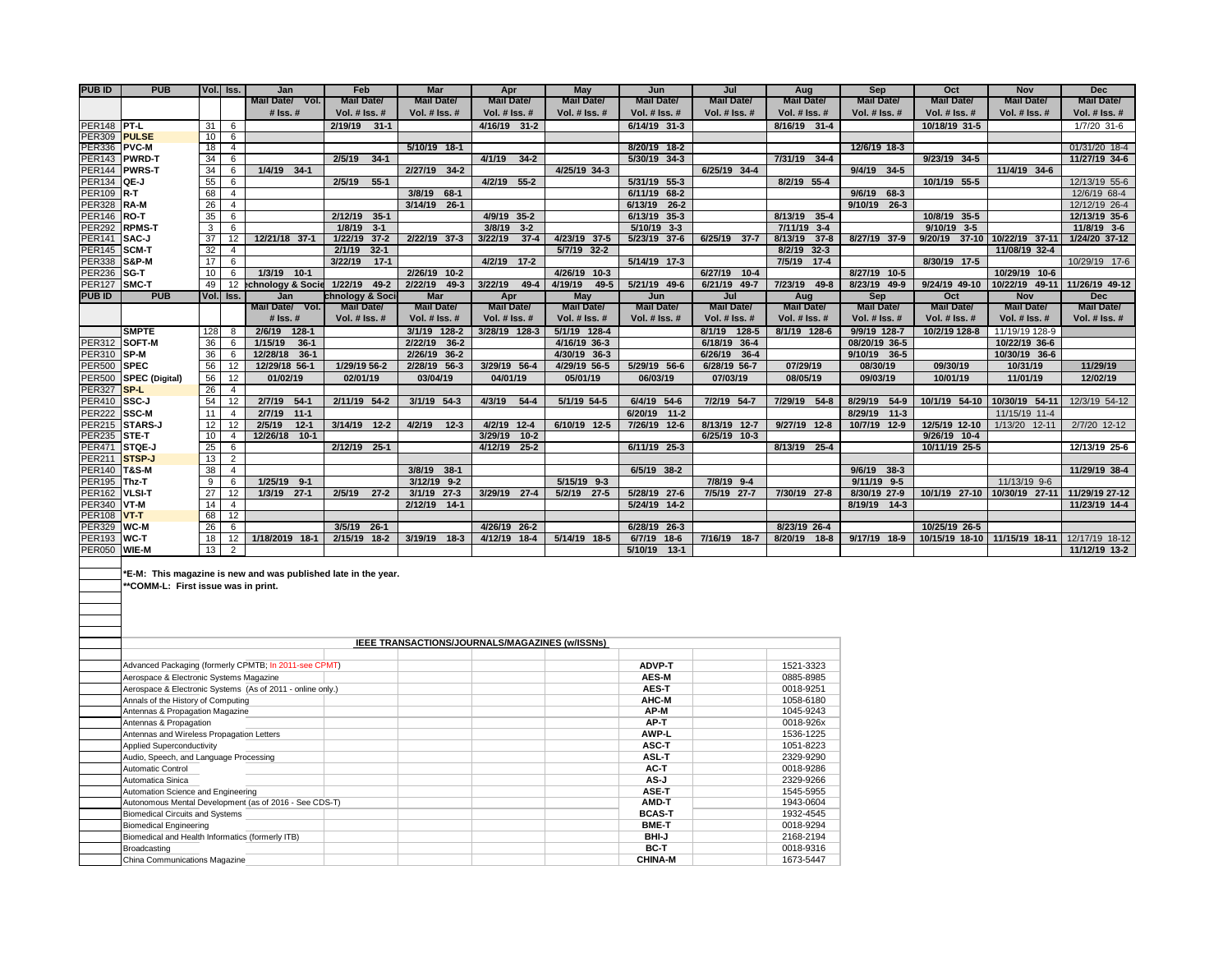| PUB ID | PUB | Vol. | Iss. | Jan | Feb | Mar | Apr | May | Jun | Jul | Aug | Sep | Oct | Nov | Dec |
|---|---|---|---|---|---|---|---|---|---|---|---|---|---|---|---|
| | | | | Mail Date/ Vol. # Iss. # | Mail Date/ Vol. # Iss. # | Mail Date/ Vol. # Iss. # | Mail Date/ Vol. # Iss. # | Mail Date/ Vol. # Iss. # | Mail Date/ Vol. # Iss. # | Mail Date/ Vol. # Iss. # | Mail Date/ Vol. # Iss. # | Mail Date/ Vol. # Iss. # | Mail Date/ Vol. # Iss. # | Mail Date/ Vol. # Iss. # | Mail Date/ Vol. # Iss. # |
| PER148 | PT-L | 31 | 6 | | 2/19/19 31-1 | | 4/16/19 31-2 | | 6/14/19 31-3 | | 8/16/19 31-4 | | 10/18/19 31-5 | | 1/7/20 31-6 |
| PER309 | PULSE | 10 | 6 | | | | | | | | | | | | |
| PER336 | PVC-M | 18 | 4 | | | 5/10/19 18-1 | | | 8/20/19 18-2 | | | 12/6/19 18-3 | | | 01/31/20 18-4 |
| PER143 | PWRD-T | 34 | 6 | | 2/5/19 34-1 | | 4/1/19 34-2 | | 5/30/19 34-3 | | 7/31/19 34-4 | | 9/23/19 34-5 | | 11/27/19 34-6 |
| PER144 | PWRS-T | 34 | 6 | 1/4/19 34-1 | | 2/27/19 34-2 | | 4/25/19 34-3 | | 6/25/19 34-4 | | 9/4/19 34-5 | | 11/4/19 34-6 | |
| PER134 | QE-J | 55 | 6 | | 2/5/19 55-1 | | 4/2/19 55-2 | | 5/31/19 55-3 | | 8/2/19 55-4 | | 10/1/19 55-5 | | 12/13/19 55-6 |
| PER109 | R-T | 68 | 4 | | | 3/8/19 68-1 | | | 6/11/19 68-2 | | | 9/6/19 68-3 | | | 12/6/19 68-4 |
| PER328 | RA-M | 26 | 4 | | | 3/14/19 26-1 | | | 6/13/19 26-2 | | | 9/10/19 26-3 | | | 12/12/19 26-4 |
| PER146 | RO-T | 35 | 6 | | 2/12/19 35-1 | | 4/9/19 35-2 | | 6/13/19 35-3 | | 8/13/19 35-4 | | 10/8/19 35-5 | | 12/13/19 35-6 |
| PER292 | RPMS-T | 3 | 6 | | 1/8/19 3-1 | | 3/8/19 3-2 | | 5/10/19 3-3 | | 7/11/19 3-4 | | 9/10/19 3-5 | | 11/8/19 3-6 |
| PER141 | SAC-J | 37 | 12 | 12/21/18 37-1 | 1/22/19 37-2 | 2/22/19 37-3 | 3/22/19 37-4 | 4/23/19 37-5 | 5/23/19 37-6 | 6/25/19 37-7 | 8/13/19 37-8 | 8/27/19 37-9 | 9/20/19 37-10 | 10/22/19 37-11 | 1/24/20 37-12 |
| PER145 | SCM-T | 32 | 4 | | 2/1/19 32-1 | | | 5/7/19 32-2 | | | 8/2/19 32-3 | | | 11/08/19 32-4 | |
| PER338 | S&P-M | 17 | 6 | | 3/22/19 17-1 | | 4/2/19 17-2 | | 5/14/19 17-3 | | 7/5/19 17-4 | | 8/30/19 17-5 | | 10/29/19 17-6 |
| PER236 | SG-T | 10 | 6 | 1/3/19 10-1 | | 2/26/19 10-2 | | 4/26/19 10-3 | | 6/27/19 10-4 | | 8/27/19 10-5 | | 10/29/19 10-6 | |
| PER127 | SMC-T | 49 | 12 | echnology & Socie | 1/22/19 49-2 | 2/22/19 49-3 | 3/22/19 49-4 | 4/19/19 49-5 | 5/21/19 49-6 | 6/21/19 49-7 | 7/23/19 49-8 | 8/23/19 49-9 | 9/24/19 49-10 | 10/22/19 49-11 | 11/26/19 49-12 |
| PUB ID | PUB | Vol. | Iss. | Jan | chnology & Soci | Mar | Apr | May | Jun | Jul | Aug | Sep | Oct | Nov | Dec |
| | | | | Mail Date/ Vol. # Iss. # | Mail Date/ Vol. # Iss. # | Mail Date/ Vol. # Iss. # | Mail Date/ Vol. # Iss. # | Mail Date/ Vol. # Iss. # | Mail Date/ Vol. # Iss. # | Mail Date/ Vol. # Iss. # | Mail Date/ Vol. # Iss. # | Mail Date/ Vol. # Iss. # | Mail Date/ Vol. # Iss. # | Mail Date/ Vol. # Iss. # | Mail Date/ Vol. # Iss. # |
| | SMPTE | 128 | 8 | 2/6/19 128-1 | | 3/1/19 128-2 | 3/28/19 128-3 | 5/1/19 128-4 | | 8/1/19 128-5 | 8/1/19 128-6 | 9/9/19 128-7 | 10/2/19 128-8 | 11/19/19 128-9 | |
| PER312 | SOFT-M | 36 | 6 | 1/15/19 36-1 | | 2/22/19 36-2 | | 4/16/19 36-3 | | 6/18/19 36-4 | | 08/20/19 36-5 | | 10/22/19 36-6 | |
| PER310 | SP-M | 36 | 6 | 12/28/18 36-1 | | 2/26/19 36-2 | | 4/30/19 36-3 | | 6/26/19 36-4 | | 9/10/19 36-5 | | 10/30/19 36-6 | |
| PER500 | SPEC | 56 | 12 | 12/29/18 56-1 | 1/29/19 56-2 | 2/28/19 56-3 | 3/29/19 56-4 | 4/29/19 56-5 | 5/29/19 56-6 | 6/28/19 56-7 | 07/29/19 | 08/30/19 | 09/30/19 | 10/31/19 | 11/29/19 |
| PER500 | SPEC (Digital) | 56 | 12 | 01/02/19 | 02/01/19 | 03/04/19 | 04/01/19 | 05/01/19 | 06/03/19 | 07/03/19 | 08/05/19 | 09/03/19 | 10/01/19 | 11/01/19 | 12/02/19 |
| PER327 | SP-L | 26 | 4 | | | | | | | | | | | | |
| PER410 | SSC-J | 54 | 12 | 2/7/19 54-1 | 2/11/19 54-2 | 3/1/19 54-3 | 4/3/19 54-4 | 5/1/19 54-5 | 6/4/19 54-6 | 7/2/19 54-7 | 7/29/19 54-8 | 8/29/19 54-9 | 10/1/19 54-10 | 10/30/19 54-11 | 12/3/19 54-12 |
| PER222 | SSC-M | 11 | 4 | 2/7/19 11-1 | | | | | 6/20/19 11-2 | | | 8/29/19 11-3 | | 11/15/19 11-4 | |
| PER215 | STARS-J | 12 | 12 | 2/5/19 12-1 | 3/14/19 12-2 | 4/2/19 12-3 | 4/2/19 12-4 | 6/10/19 12-5 | 7/26/19 12-6 | 8/13/19 12-7 | 9/27/19 12-8 | 10/7/19 12-9 | 12/5/19 12-10 | 1/13/20 12-11 | 2/7/20 12-12 |
| PER235 | STE-T | 10 | 4 | 12/26/18 10-1 | | | 3/29/19 10-2 | | | 6/25/19 10-3 | | | 9/26/19 10-4 | | |
| PER471 | STQE-J | 25 | 6 | | 2/12/19 25-1 | | 4/12/19 25-2 | | 6/11/19 25-3 | | 8/13/19 25-4 | | 10/11/19 25-5 | | 12/13/19 25-6 |
| PER211 | STSP-J | 13 | 2 | | | | | | | | | | | | |
| PER140 | T&S-M | 38 | 4 | | | 3/8/19 38-1 | | | 6/5/19 38-2 | | | 9/6/19 38-3 | | | 11/29/19 38-4 |
| PER195 | Thz-T | 9 | 6 | 1/25/19 9-1 | | 3/12/19 9-2 | | 5/15/19 9-3 | | 7/8/19 9-4 | | 9/11/19 9-5 | | 11/13/19 9-6 | |
| PER162 | VLSI-T | 27 | 12 | 1/3/19 27-1 | 2/5/19 27-2 | 3/1/19 27-3 | 3/29/19 27-4 | 5/2/19 27-5 | 5/28/19 27-6 | 7/5/19 27-7 | 7/30/19 27-8 | 8/30/19 27-9 | 10/1/19 27-10 | 10/30/19 27-11 | 11/29/19 27-12 |
| PER340 | VT-M | 14 | 4 | | | 2/12/19 14-1 | | | 5/24/19 14-2 | | | 8/19/19 14-3 | | | 11/23/19 14-4 |
| PER108 | VT-T | 68 | 12 | | | | | | | | | | | | |
| PER329 | WC-M | 26 | 6 | | 3/5/19 26-1 | | 4/26/19 26-2 | | 6/28/19 26-3 | | 8/23/19 26-4 | | 10/25/19 26-5 | | |
| PER193 | WC-T | 18 | 12 | 1/18/2019 18-1 | 2/15/19 18-2 | 3/19/19 18-3 | 4/12/19 18-4 | 5/14/19 18-5 | 6/7/19 18-6 | 7/16/19 18-7 | 8/20/19 18-8 | 9/17/19 18-9 | 10/15/19 18-10 | 11/15/19 18-11 | 12/17/19 18-12 |
| PER050 | WIE-M | 13 | 2 | | | | | | 5/10/19 13-1 | | | | | | 11/12/19 13-2 |

*E-M: This magazine is new and was published late in the year.

**COMM-L: First issue was in print.

## IEEE TRANSACTIONS/JOURNALS/MAGAZINES (w/ISSNs)

| Title | Abbreviation | ISSN |
|---|---|---|
| Advanced Packaging (formerly CPMTB; In 2011-see CPMT) | ADVP-T | 1521-3323 |
| Aerospace & Electronic Systems Magazine | AES-M | 0885-8985 |
| Aerospace & Electronic Systems (As of 2011 - online only.) | AES-T | 0018-9251 |
| Annals of the History of Computing | AHC-M | 1058-6180 |
| Antennas & Propagation Magazine | AP-M | 1045-9243 |
| Antennas & Propagation | AP-T | 0018-926x |
| Antennas and Wireless Propagation Letters | AWP-L | 1536-1225 |
| Applied Superconductivity | ASC-T | 1051-8223 |
| Audio, Speech, and Language Processing | ASL-T | 2329-9290 |
| Automatic Control | AC-T | 0018-9286 |
| Automatica Sinica | AS-J | 2329-9266 |
| Automation Science and Engineering | ASE-T | 1545-5955 |
| Autonomous Mental Development (as of 2016 - See CDS-T) | AMD-T | 1943-0604 |
| Biomedical Circuits and Systems | BCAS-T | 1932-4545 |
| Biomedical Engineering | BME-T | 0018-9294 |
| Biomedical and Health Informatics (formerly ITB) | BHI-J | 2168-2194 |
| Broadcasting | BC-T | 0018-9316 |
| China Communications Magazine | CHINA-M | 1673-5447 |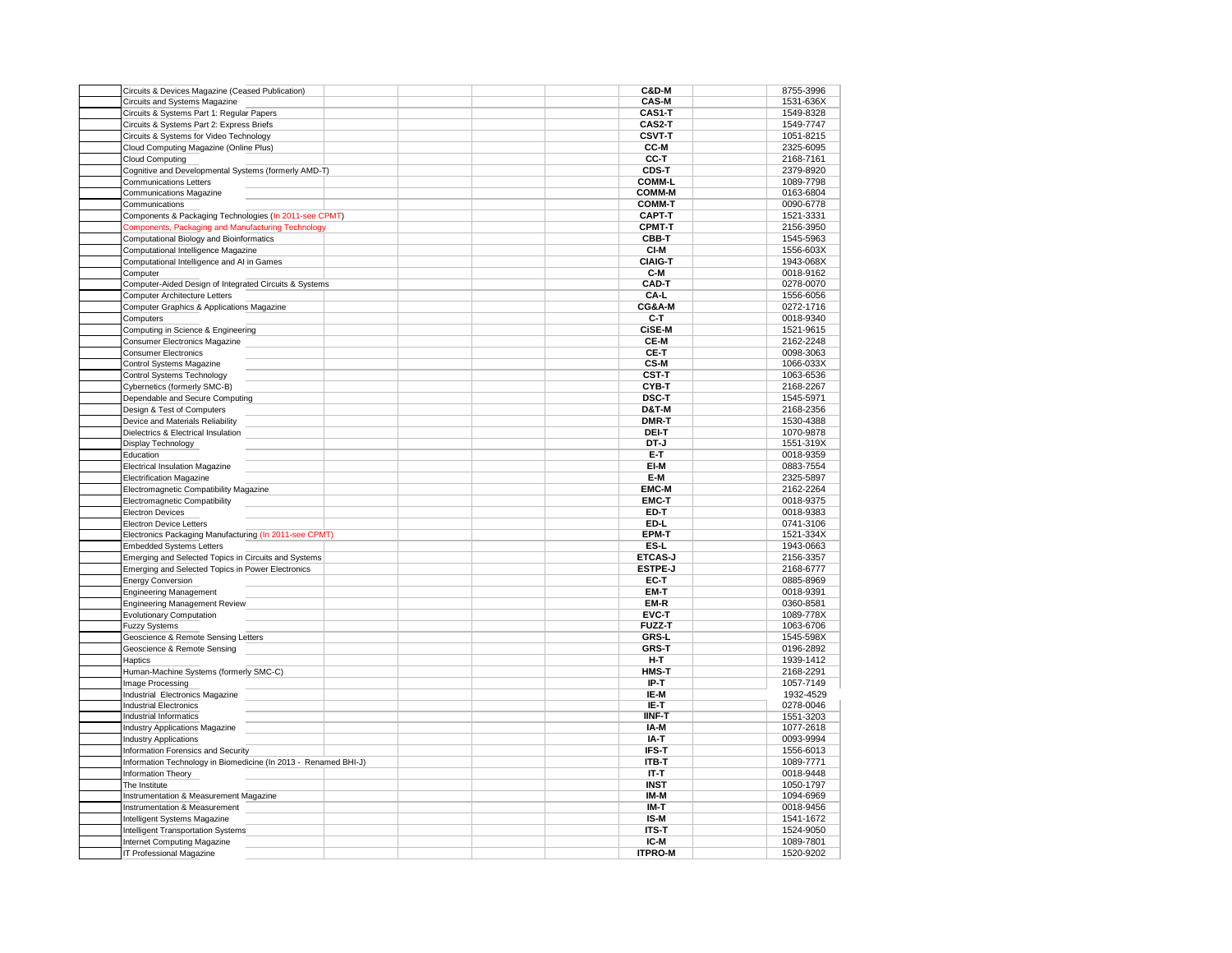|   | Name |   |   |   |   | Code |   | ISSN |
|---|---|---|---|---|---|---|---|---|
|   | Circuits & Devices Magazine (Ceased Publication) |   |   |   |   | **C&D-M** |   | 8755-3996 |
|   | Circuits and Systems Magazine |   |   |   |   | **CAS-M** |   | 1531-636X |
|   | Circuits & Systems Part 1: Regular Papers |   |   |   |   | **CAS1-T** |   | 1549-8328 |
|   | Circuits & Systems Part 2: Express Briefs |   |   |   |   | **CAS2-T** |   | 1549-7747 |
|   | Circuits & Systems for Video Technology |   |   |   |   | **CSVT-T** |   | 1051-8215 |
|   | Cloud Computing Magazine (Online Plus) |   |   |   |   | **CC-M** |   | 2325-6095 |
|   | Cloud Computing |   |   |   |   | **CC-T** |   | 2168-7161 |
|   | Cognitive and Developmental Systems (formerly AMD-T) |   |   |   |   | **CDS-T** |   | 2379-8920 |
|   | Communications Letters |   |   |   |   | **COMM-L** |   | 1089-7798 |
|   | Communications Magazine |   |   |   |   | **COMM-M** |   | 0163-6804 |
|   | Communications |   |   |   |   | **COMM-T** |   | 0090-6778 |
|   | Components & Packaging Technologies (In 2011-see CPMT) |   |   |   |   | **CAPT-T** |   | 1521-3331 |
|   | Components, Packaging and Manufacturing Technology |   |   |   |   | **CPMT-T** |   | 2156-3950 |
|   | Computational Biology and Bioinformatics |   |   |   |   | **CBB-T** |   | 1545-5963 |
|   | Computational Intelligence Magazine |   |   |   |   | **CI-M** |   | 1556-603X |
|   | Computational Intelligence and AI in Games |   |   |   |   | **CIAIG-T** |   | 1943-068X |
|   | Computer |   |   |   |   | **C-M** |   | 0018-9162 |
|   | Computer-Aided Design of Integrated Circuits & Systems |   |   |   |   | **CAD-T** |   | 0278-0070 |
|   | Computer Architecture Letters |   |   |   |   | **CA-L** |   | 1556-6056 |
|   | Computer Graphics & Applications Magazine |   |   |   |   | **CG&A-M** |   | 0272-1716 |
|   | Computers |   |   |   |   | **C-T** |   | 0018-9340 |
|   | Computing in Science & Engineering |   |   |   |   | **CiSE-M** |   | 1521-9615 |
|   | Consumer Electronics Magazine |   |   |   |   | **CE-M** |   | 2162-2248 |
|   | Consumer Electronics |   |   |   |   | **CE-T** |   | 0098-3063 |
|   | Control Systems Magazine |   |   |   |   | **CS-M** |   | 1066-033X |
|   | Control Systems Technology |   |   |   |   | **CST-T** |   | 1063-6536 |
|   | Cybernetics (formerly SMC-B) |   |   |   |   | **CYB-T** |   | 2168-2267 |
|   | Dependable and Secure Computing |   |   |   |   | **DSC-T** |   | 1545-5971 |
|   | Design & Test of Computers |   |   |   |   | **D&T-M** |   | 2168-2356 |
|   | Device and Materials Reliability |   |   |   |   | **DMR-T** |   | 1530-4388 |
|   | Dielectrics & Electrical Insulation |   |   |   |   | **DEI-T** |   | 1070-9878 |
|   | Display Technology |   |   |   |   | **DT-J** |   | 1551-319X |
|   | Education |   |   |   |   | **E-T** |   | 0018-9359 |
|   | Electrical Insulation Magazine |   |   |   |   | **EI-M** |   | 0883-7554 |
|   | Electrification Magazine |   |   |   |   | **E-M** |   | 2325-5897 |
|   | Electromagnetic Compatibility Magazine |   |   |   |   | **EMC-M** |   | 2162-2264 |
|   | Electromagnetic Compatibility |   |   |   |   | **EMC-T** |   | 0018-9375 |
|   | Electron Devices |   |   |   |   | **ED-T** |   | 0018-9383 |
|   | Electron Device Letters |   |   |   |   | **ED-L** |   | 0741-3106 |
|   | Electronics Packaging Manufacturing (In 2011-see CPMT) |   |   |   |   | **EPM-T** |   | 1521-334X |
|   | Embedded Systems Letters |   |   |   |   | **ES-L** |   | 1943-0663 |
|   | Emerging and Selected Topics in Circuits and Systems |   |   |   |   | **ETCAS-J** |   | 2156-3357 |
|   | Emerging and Selected Topics in Power Electronics |   |   |   |   | **ESTPE-J** |   | 2168-6777 |
|   | Energy Conversion |   |   |   |   | **EC-T** |   | 0885-8969 |
|   | Engineering Management |   |   |   |   | **EM-T** |   | 0018-9391 |
|   | Engineering Management Review |   |   |   |   | **EM-R** |   | 0360-8581 |
|   | Evolutionary Computation |   |   |   |   | **EVC-T** |   | 1089-778X |
|   | Fuzzy Systems |   |   |   |   | **FUZZ-T** |   | 1063-6706 |
|   | Geoscience & Remote Sensing Letters |   |   |   |   | **GRS-L** |   | 1545-598X |
|   | Geoscience & Remote Sensing |   |   |   |   | **GRS-T** |   | 0196-2892 |
|   | Haptics |   |   |   |   | **H-T** |   | 1939-1412 |
|   | Human-Machine Systems (formerly SMC-C) |   |   |   |   | **HMS-T** |   | 2168-2291 |
|   | Image Processing |   |   |   |   | **IP-T** |   | 1057-7149 |
|   | Industrial Electronics Magazine |   |   |   |   | **IE-M** |   | 1932-4529 |
|   | Industrial Electronics |   |   |   |   | **IE-T** |   | 0278-0046 |
|   | Industrial Informatics |   |   |   |   | **IINF-T** |   | 1551-3203 |
|   | Industry Applications Magazine |   |   |   |   | **IA-M** |   | 1077-2618 |
|   | Industry Applications |   |   |   |   | **IA-T** |   | 0093-9994 |
|   | Information Forensics and Security |   |   |   |   | **IFS-T** |   | 1556-6013 |
|   | Information Technology in Biomedicine (In 2013 - Renamed BHI-J) |   |   |   |   | **ITB-T** |   | 1089-7771 |
|   | Information Theory |   |   |   |   | **IT-T** |   | 0018-9448 |
|   | The Institute |   |   |   |   | **INST** |   | 1050-1797 |
|   | Instrumentation & Measurement Magazine |   |   |   |   | **IM-M** |   | 1094-6969 |
|   | Instrumentation & Measurement |   |   |   |   | **IM-T** |   | 0018-9456 |
|   | Intelligent Systems Magazine |   |   |   |   | **IS-M** |   | 1541-1672 |
|   | Intelligent Transportation Systems |   |   |   |   | **ITS-T** |   | 1524-9050 |
|   | Internet Computing Magazine |   |   |   |   | **IC-M** |   | 1089-7801 |
|   | IT Professional Magazine |   |   |   |   | **ITPRO-M** |   | 1520-9202 |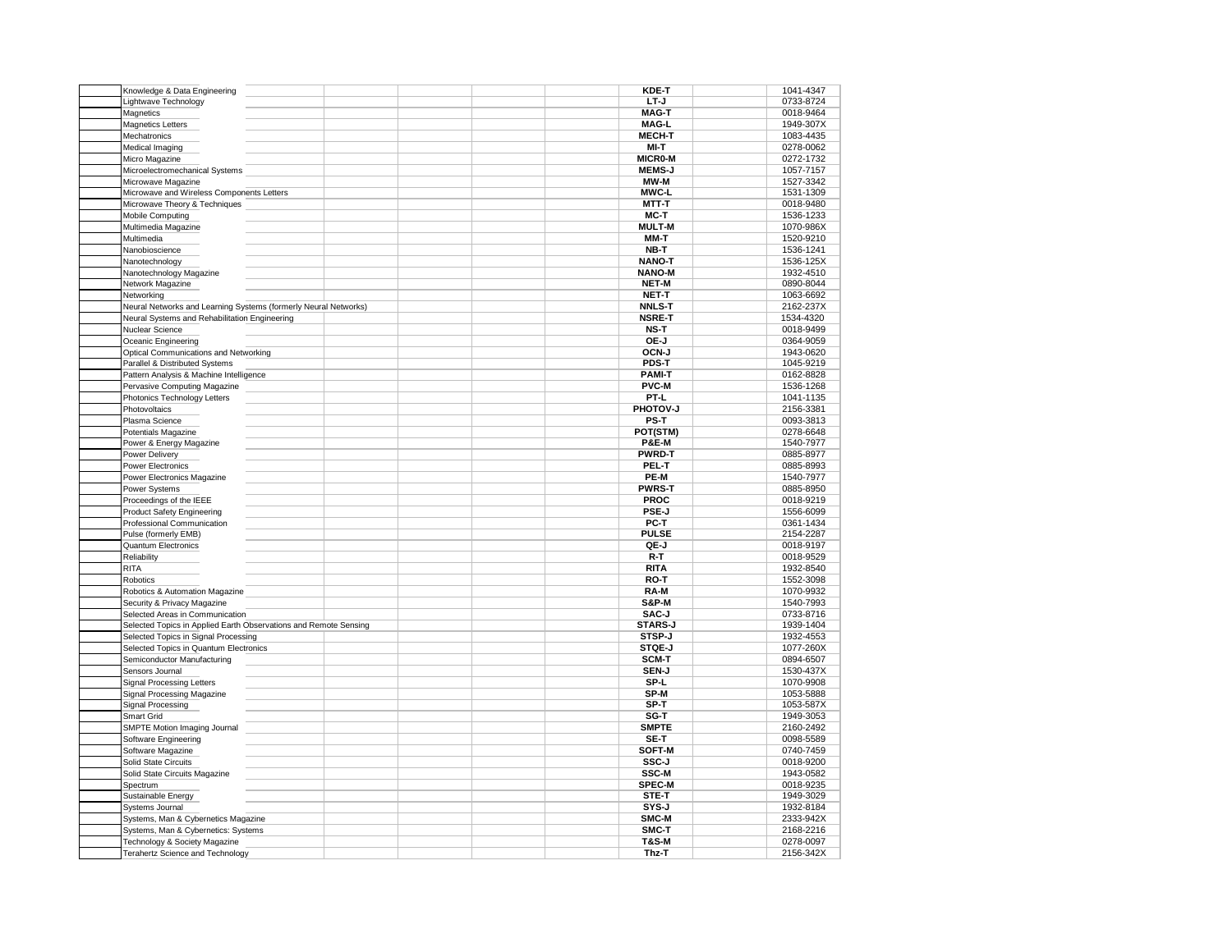| | Title | | | | | Code | | ISSN |
|---|---|---|---|---|---|---|---|---|
| | Knowledge & Data Engineering | | | | | **KDE-T** | | 1041-4347 |
| | Lightwave Technology | | | | | **LT-J** | | 0733-8724 |
| | Magnetics | | | | | **MAG-T** | | 0018-9464 |
| | Magnetics Letters | | | | | **MAG-L** | | 1949-307X |
| | Mechatronics | | | | | **MECH-T** | | 1083-4435 |
| | Medical Imaging | | | | | **MI-T** | | 0278-0062 |
| | Micro Magazine | | | | | **MICR0-M** | | 0272-1732 |
| | Microelectromechanical Systems | | | | | **MEMS-J** | | 1057-7157 |
| | Microwave Magazine | | | | | **MW-M** | | 1527-3342 |
| | Microwave and Wireless Components Letters | | | | | **MWC-L** | | 1531-1309 |
| | Microwave Theory & Techniques | | | | | **MTT-T** | | 0018-9480 |
| | Mobile Computing | | | | | **MC-T** | | 1536-1233 |
| | Multimedia Magazine | | | | | **MULT-M** | | 1070-986X |
| | Multimedia | | | | | **MM-T** | | 1520-9210 |
| | Nanobioscience | | | | | **NB-T** | | 1536-1241 |
| | Nanotechnology | | | | | **NANO-T** | | 1536-125X |
| | Nanotechnology Magazine | | | | | **NANO-M** | | 1932-4510 |
| | Network Magazine | | | | | **NET-M** | | 0890-8044 |
| | Networking | | | | | **NET-T** | | 1063-6692 |
| | Neural Networks and Learning Systems (formerly Neural Networks) | | | | | **NNLS-T** | | 2162-237X |
| | Neural Systems and Rehabilitation Engineering | | | | | **NSRE-T** | | 1534-4320 |
| | Nuclear Science | | | | | **NS-T** | | 0018-9499 |
| | Oceanic Engineering | | | | | **OE-J** | | 0364-9059 |
| | Optical Communications and Networking | | | | | **OCN-J** | | 1943-0620 |
| | Parallel & Distributed Systems | | | | | **PDS-T** | | 1045-9219 |
| | Pattern Analysis & Machine Intelligence | | | | | **PAMI-T** | | 0162-8828 |
| | Pervasive Computing Magazine | | | | | **PVC-M** | | 1536-1268 |
| | Photonics Technology Letters | | | | | **PT-L** | | 1041-1135 |
| | Photovoltaics | | | | | **PHOTOV-J** | | 2156-3381 |
| | Plasma Science | | | | | **PS-T** | | 0093-3813 |
| | Potentials Magazine | | | | | **POT(STM)** | | 0278-6648 |
| | Power & Energy Magazine | | | | | **P&E-M** | | 1540-7977 |
| | Power Delivery | | | | | **PWRD-T** | | 0885-8977 |
| | Power Electronics | | | | | **PEL-T** | | 0885-8993 |
| | Power Electronics Magazine | | | | | **PE-M** | | 1540-7977 |
| | Power Systems | | | | | **PWRS-T** | | 0885-8950 |
| | Proceedings of the IEEE | | | | | **PROC** | | 0018-9219 |
| | Product Safety Engineering | | | | | **PSE-J** | | 1556-6099 |
| | Professional Communication | | | | | **PC-T** | | 0361-1434 |
| | Pulse (formerly EMB) | | | | | **PULSE** | | 2154-2287 |
| | Quantum Electronics | | | | | **QE-J** | | 0018-9197 |
| | Reliability | | | | | **R-T** | | 0018-9529 |
| | RITA | | | | | **RITA** | | 1932-8540 |
| | Robotics | | | | | **RO-T** | | 1552-3098 |
| | Robotics & Automation Magazine | | | | | **RA-M** | | 1070-9932 |
| | Security & Privacy Magazine | | | | | **S&P-M** | | 1540-7993 |
| | Selected Areas in Communication | | | | | **SAC-J** | | 0733-8716 |
| | Selected Topics in Applied Earth Observations and Remote Sensing | | | | | **STARS-J** | | 1939-1404 |
| | Selected Topics in Signal Processing | | | | | **STSP-J** | | 1932-4553 |
| | Selected Topics in Quantum Electronics | | | | | **STQE-J** | | 1077-260X |
| | Semiconductor Manufacturing | | | | | **SCM-T** | | 0894-6507 |
| | Sensors Journal | | | | | **SEN-J** | | 1530-437X |
| | Signal Processing Letters | | | | | **SP-L** | | 1070-9908 |
| | Signal Processing Magazine | | | | | **SP-M** | | 1053-5888 |
| | Signal Processing | | | | | **SP-T** | | 1053-587X |
| | Smart Grid | | | | | **SG-T** | | 1949-3053 |
| | SMPTE Motion Imaging Journal | | | | | **SMPTE** | | 2160-2492 |
| | Software Engineering | | | | | **SE-T** | | 0098-5589 |
| | Software Magazine | | | | | **SOFT-M** | | 0740-7459 |
| | Solid State Circuits | | | | | **SSC-J** | | 0018-9200 |
| | Solid State Circuits Magazine | | | | | **SSC-M** | | 1943-0582 |
| | Spectrum | | | | | **SPEC-M** | | 0018-9235 |
| | Sustainable Energy | | | | | **STE-T** | | 1949-3029 |
| | Systems Journal | | | | | **SYS-J** | | 1932-8184 |
| | Systems, Man & Cybernetics Magazine | | | | | **SMC-M** | | 2333-942X |
| | Systems, Man & Cybernetics: Systems | | | | | **SMC-T** | | 2168-2216 |
| | Technology & Society Magazine | | | | | **T&S-M** | | 0278-0097 |
| | Terahertz Science and Technology | | | | | **Thz-T** | | 2156-342X |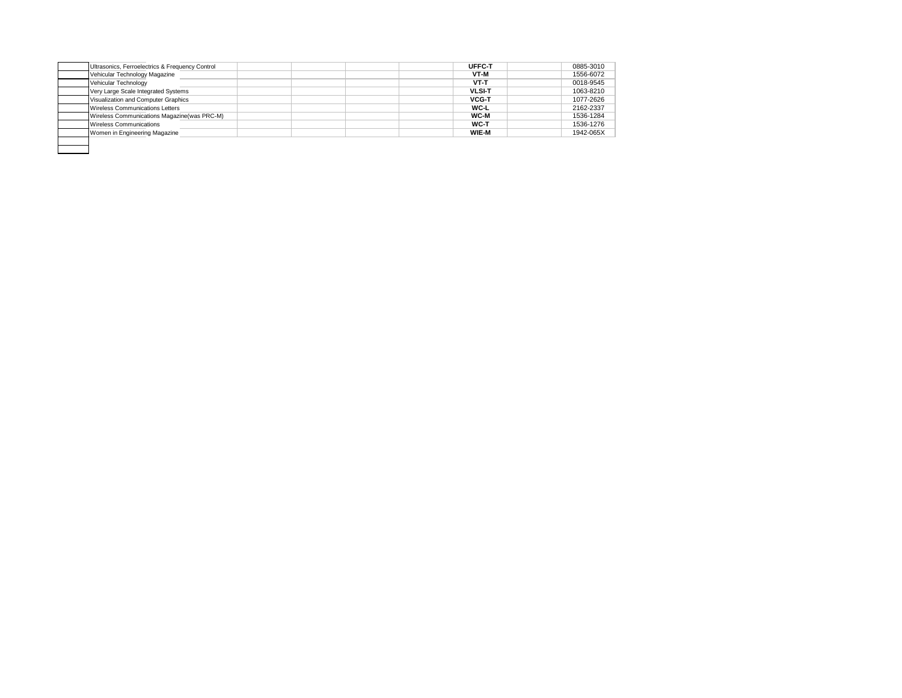| | | | | | | | | |
|---|---|---|---|---|---|---|---|---|
| | Ultrasonics, Ferroelectrics & Frequency Control | | | | | **UFFC-T** | | 0885-3010 |
| | Vehicular Technology Magazine | | | | | **VT-M** | | 1556-6072 |
| | Vehicular Technology | | | | | **VT-T** | | 0018-9545 |
| | Very Large Scale Integrated Systems | | | | | **VLSI-T** | | 1063-8210 |
| | Visualization and Computer Graphics | | | | | **VCG-T** | | 1077-2626 |
| | Wireless Communications Letters | | | | | **WC-L** | | 2162-2337 |
| | Wireless Communications Magazine(was PRC-M) | | | | | **WC-M** | | 1536-1284 |
| | Wireless Communications | | | | | **WC-T** | | 1536-1276 |
| | Women in Engineering Magazine | | | | | **WIE-M** | | 1942-065X |